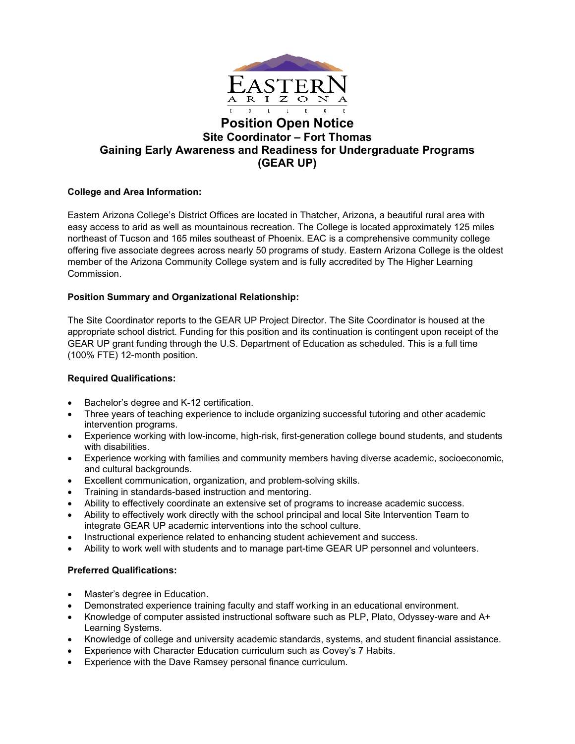# Position Open Notice

## Site Coordinator – Fort Thomas

## Gaining Early Awareness and Readiness for Undergraduate Programs (GEAR UP)

**College and Area Information:**

Eastern Arizona College's District Offices are located in Thatcher, Arizona, a beautiful rural area with easy access to arid as well as mountainous recreation. The College is located approximately 125 miles northeast of Tucson and 165 miles southeast of Phoenix. EAC is a comprehensive community college offering five associate degrees across nearly 50 programs of study. Eastern Arizona College is the oldest member of the Arizona Community College system and is fully accredited by The Higher Learning Commission.

**Position Summary and Organizational Relationship:**

The Site Coordinator reports to the GEAR UP Project Director. The Site Coordinator is housed at the appropriate school district. Funding for this position and its continuation is contingent upon receipt of the GEAR UP grant funding through the U.S. Department of Education as scheduled. This is a full time (100% FTE) 12-month position.

**Required Qualifications:**

- Bachelor's degree and K-12 certification.
- Three years of teaching experience to include organizing successful tutoring and other academic intervention programs.
- Experience working with low-income, high-risk, first-generation college bound students, and students with disabilities.
- Experience working with families and community members having diverse academic, socioeconomic, and cultural backgrounds.
- Excellent communication, organization, and problem-solving skills.
- Training in standards-based instruction and mentoring.
- Ability to effectively coordinate an extensive set of programs to increase academic success.
- Ability to effectively work directly with the school principal and local Site Intervention Team to integrate GEAR UP academic interventions into the school culture.
- Instructional experience related to enhancing student achievement and success.
- Ability to work well with students and to manage part-time GEAR UP personnel and volunteers.

**Preferred Qualifications:**

- Master's degree in Education.
- Demonstrated experience training faculty and staff working in an educational environment.
- Knowledge of computer assisted instructional software such as PLP, Plato, Odyssey-ware and A+ Learning Systems.
- Knowledge of college and university academic standards, systems, and student financial assistance.
- Experience with Character Education curriculum such as Covey's 7 Habits.
- Experience with the Dave Ramsey personal finance curriculum.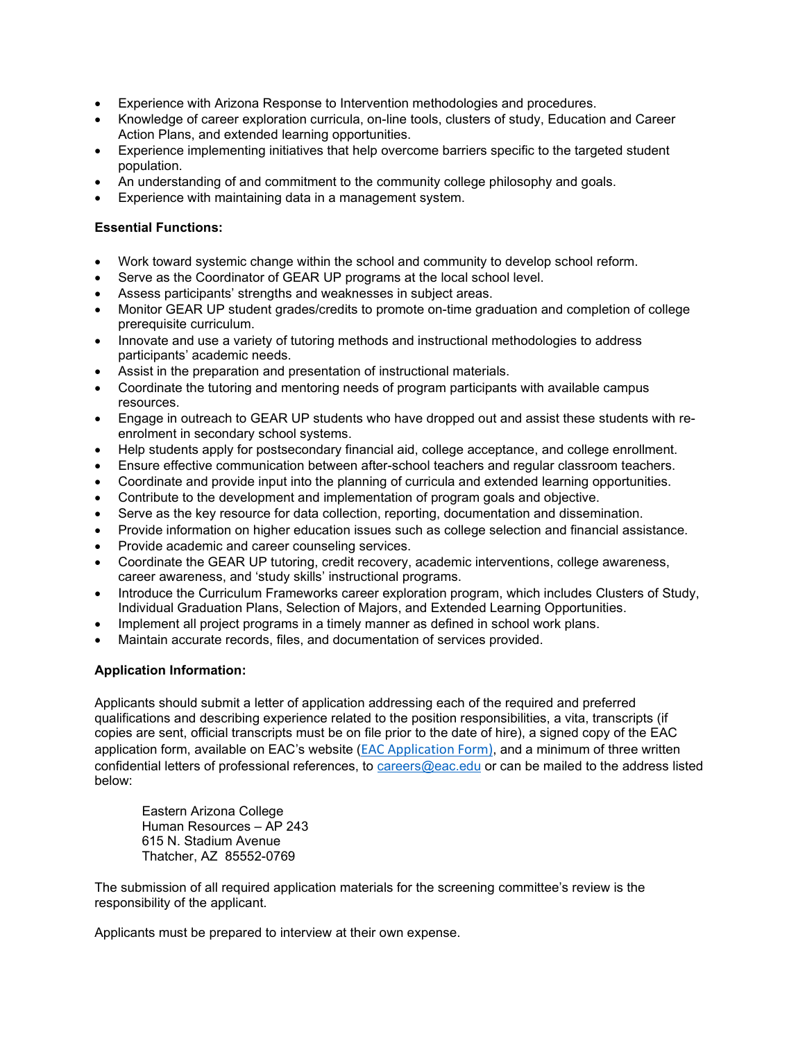- Experience with Arizona Response to Intervention methodologies and procedures.
- Knowledge of career exploration curricula, on-line tools, clusters of study, Education and Career Action Plans, and extended learning opportunities.
- Experience implementing initiatives that help overcome barriers specific to the targeted student population.
- An understanding of and commitment to the community college philosophy and goals.
- Experience with maintaining data in a management system.

**Essential Functions:**

- Work toward systemic change within the school and community to develop school reform.
- Serve as the Coordinator of GEAR UP programs at the local school level.
- Assess participants' strengths and weaknesses in subject areas.
- Monitor GEAR UP student grades/credits to promote on-time graduation and completion of college prerequisite curriculum.
- Innovate and use a variety of tutoring methods and instructional methodologies to address participants' academic needs.
- Assist in the preparation and presentation of instructional materials.
- Coordinate the tutoring and mentoring needs of program participants with available campus resources.
- Engage in outreach to GEAR UP students who have dropped out and assist these students with re-enrolment in secondary school systems.
- Help students apply for postsecondary financial aid, college acceptance, and college enrollment.
- Ensure effective communication between after-school teachers and regular classroom teachers.
- Coordinate and provide input into the planning of curricula and extended learning opportunities.
- Contribute to the development and implementation of program goals and objective.
- Serve as the key resource for data collection, reporting, documentation and dissemination.
- Provide information on higher education issues such as college selection and financial assistance.
- Provide academic and career counseling services.
- Coordinate the GEAR UP tutoring, credit recovery, academic interventions, college awareness, career awareness, and 'study skills' instructional programs.
- Introduce the Curriculum Frameworks career exploration program, which includes Clusters of Study, Individual Graduation Plans, Selection of Majors, and Extended Learning Opportunities.
- Implement all project programs in a timely manner as defined in school work plans.
- Maintain accurate records, files, and documentation of services provided.

**Application Information:**

Applicants should submit a letter of application addressing each of the required and preferred qualifications and describing experience related to the position responsibilities, a vita, transcripts (if copies are sent, official transcripts must be on file prior to the date of hire), a signed copy of the EAC application form, available on EAC's website (EAC Application Form), and a minimum of three written confidential letters of professional references, to careers@eac.edu or can be mailed to the address listed below:

> Eastern Arizona College
> Human Resources – AP 243
> 615 N. Stadium Avenue
> Thatcher, AZ 85552-0769

The submission of all required application materials for the screening committee's review is the responsibility of the applicant.

Applicants must be prepared to interview at their own expense.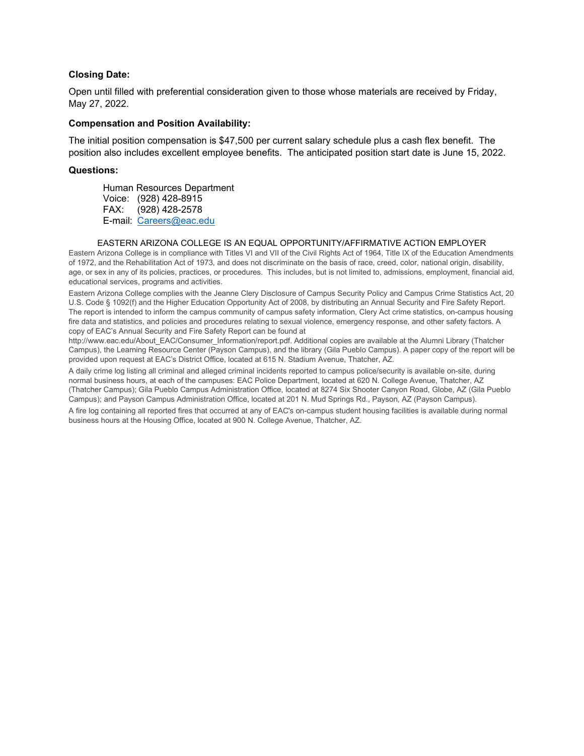**Closing Date:**

Open until filled with preferential consideration given to those whose materials are received by Friday, May 27, 2022.

**Compensation and Position Availability:**

The initial position compensation is $47,500 per current salary schedule plus a cash flex benefit. The position also includes excellent employee benefits. The anticipated position start date is June 15, 2022.

**Questions:**

Human Resources Department
Voice: (928) 428-8915
FAX: (928) 428-2578
E-mail: Careers@eac.edu

EASTERN ARIZONA COLLEGE IS AN EQUAL OPPORTUNITY/AFFIRMATIVE ACTION EMPLOYER

Eastern Arizona College is in compliance with Titles VI and VII of the Civil Rights Act of 1964, Title IX of the Education Amendments of 1972, and the Rehabilitation Act of 1973, and does not discriminate on the basis of race, creed, color, national origin, disability, age, or sex in any of its policies, practices, or procedures. This includes, but is not limited to, admissions, employment, financial aid, educational services, programs and activities.

Eastern Arizona College complies with the Jeanne Clery Disclosure of Campus Security Policy and Campus Crime Statistics Act, 20 U.S. Code § 1092(f) and the Higher Education Opportunity Act of 2008, by distributing an Annual Security and Fire Safety Report. The report is intended to inform the campus community of campus safety information, Clery Act crime statistics, on-campus housing fire data and statistics, and policies and procedures relating to sexual violence, emergency response, and other safety factors. A copy of EAC's Annual Security and Fire Safety Report can be found at http://www.eac.edu/About_EAC/Consumer_Information/report.pdf. Additional copies are available at the Alumni Library (Thatcher Campus), the Learning Resource Center (Payson Campus), and the library (Gila Pueblo Campus). A paper copy of the report will be provided upon request at EAC's District Office, located at 615 N. Stadium Avenue, Thatcher, AZ.

A daily crime log listing all criminal and alleged criminal incidents reported to campus police/security is available on-site, during normal business hours, at each of the campuses: EAC Police Department, located at 620 N. College Avenue, Thatcher, AZ (Thatcher Campus); Gila Pueblo Campus Administration Office, located at 8274 Six Shooter Canyon Road, Globe, AZ (Gila Pueblo Campus); and Payson Campus Administration Office, located at 201 N. Mud Springs Rd., Payson, AZ (Payson Campus).

A fire log containing all reported fires that occurred at any of EAC's on-campus student housing facilities is available during normal business hours at the Housing Office, located at 900 N. College Avenue, Thatcher, AZ.